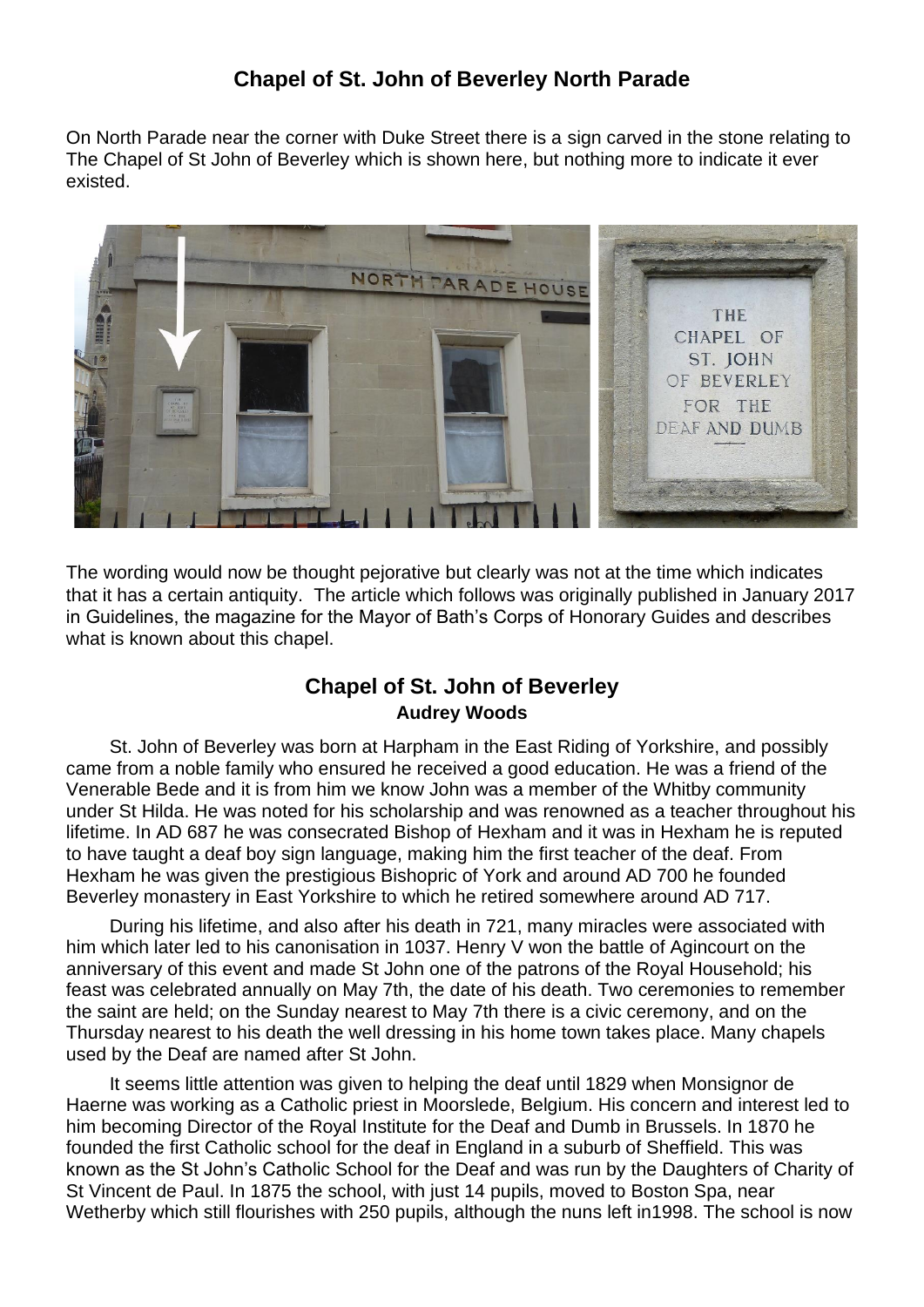## Chapel of St. John of Beverley North Parade

On North Parade near the corner with Duke Street there is a sign carved in the stone relating to The Chapel of St John of Beverley which is shown here, but nothing more to indicate it ever existed.

The wording would now be thought pejorative but clearly was not at the time which indicates that it has a certain antiquity. The article which follows was originally published in January 2017 in Guidelines, the magazine for the Mayor of Bath's Corps of Honorary Guides and describes what is known about this chapel.

### Chapel of St. John of Beverley

**Audrey Woods**

St. John of Beverley was born at Harpham in the East Riding of Yorkshire, and possibly came from a noble family who ensured he received a good education. He was a friend of the Venerable Bede and it is from him we know John was a member of the Whitby community under St Hilda. He was noted for his scholarship and was renowned as a teacher throughout his lifetime. In AD 687 he was consecrated Bishop of Hexham and it was in Hexham he is reputed to have taught a deaf boy sign language, making him the first teacher of the deaf. From Hexham he was given the prestigious Bishopric of York and around AD 700 he founded Beverley monastery in East Yorkshire to which he retired somewhere around AD 717.

During his lifetime, and also after his death in 721, many miracles were associated with him which later led to his canonisation in 1037. Henry V won the battle of Agincourt on the anniversary of this event and made St John one of the patrons of the Royal Household; his feast was celebrated annually on May 7th, the date of his death. Two ceremonies to remember the saint are held; on the Sunday nearest to May 7th there is a civic ceremony, and on the Thursday nearest to his death the well dressing in his home town takes place. Many chapels used by the Deaf are named after St John.

It seems little attention was given to helping the deaf until 1829 when Monsignor de Haerne was working as a Catholic priest in Moorslede, Belgium. His concern and interest led to him becoming Director of the Royal Institute for the Deaf and Dumb in Brussels. In 1870 he founded the first Catholic school for the deaf in England in a suburb of Sheffield. This was known as the St John's Catholic School for the Deaf and was run by the Daughters of Charity of St Vincent de Paul. In 1875 the school, with just 14 pupils, moved to Boston Spa, near Wetherby which still flourishes with 250 pupils, although the nuns left in1998. The school is now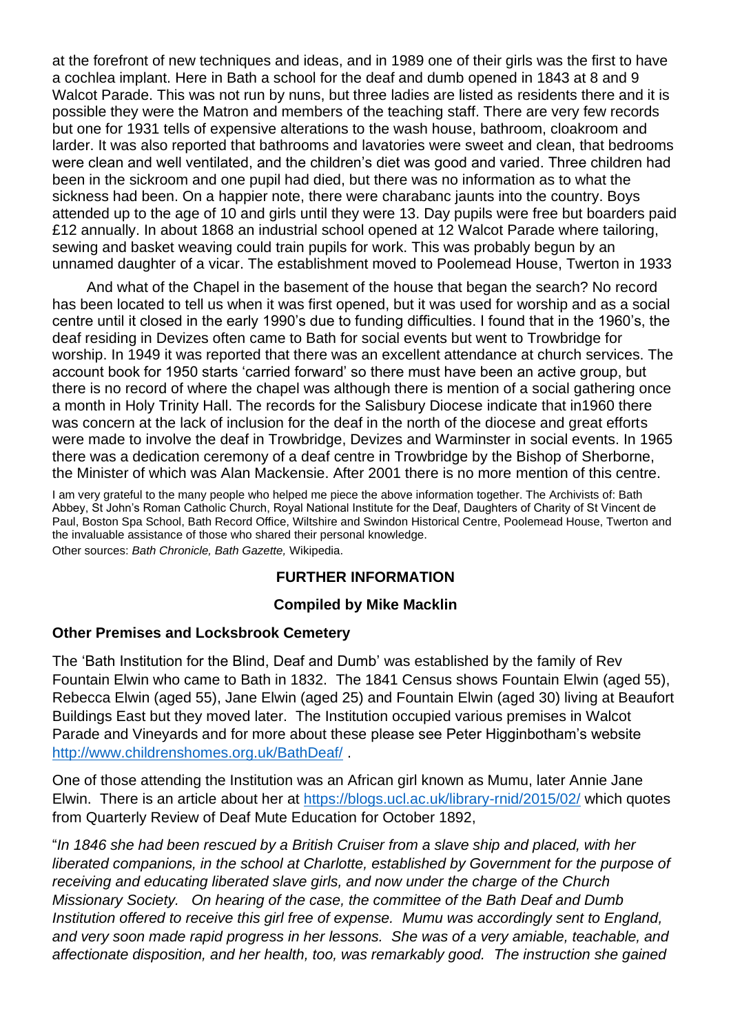at the forefront of new techniques and ideas, and in 1989 one of their girls was the first to have a cochlea implant. Here in Bath a school for the deaf and dumb opened in 1843 at 8 and 9 Walcot Parade. This was not run by nuns, but three ladies are listed as residents there and it is possible they were the Matron and members of the teaching staff. There are very few records but one for 1931 tells of expensive alterations to the wash house, bathroom, cloakroom and larder. It was also reported that bathrooms and lavatories were sweet and clean, that bedrooms were clean and well ventilated, and the children's diet was good and varied. Three children had been in the sickroom and one pupil had died, but there was no information as to what the sickness had been. On a happier note, there were charabanc jaunts into the country. Boys attended up to the age of 10 and girls until they were 13. Day pupils were free but boarders paid £12 annually. In about 1868 an industrial school opened at 12 Walcot Parade where tailoring, sewing and basket weaving could train pupils for work. This was probably begun by an unnamed daughter of a vicar. The establishment moved to Poolemead House, Twerton in 1933

And what of the Chapel in the basement of the house that began the search? No record has been located to tell us when it was first opened, but it was used for worship and as a social centre until it closed in the early 1990's due to funding difficulties. I found that in the 1960's, the deaf residing in Devizes often came to Bath for social events but went to Trowbridge for worship. In 1949 it was reported that there was an excellent attendance at church services. The account book for 1950 starts 'carried forward' so there must have been an active group, but there is no record of where the chapel was although there is mention of a social gathering once a month in Holy Trinity Hall. The records for the Salisbury Diocese indicate that in1960 there was concern at the lack of inclusion for the deaf in the north of the diocese and great efforts were made to involve the deaf in Trowbridge, Devizes and Warminster in social events. In 1965 there was a dedication ceremony of a deaf centre in Trowbridge by the Bishop of Sherborne, the Minister of which was Alan Mackensie. After 2001 there is no more mention of this centre.

I am very grateful to the many people who helped me piece the above information together. The Archivists of: Bath Abbey, St John's Roman Catholic Church, Royal National Institute for the Deaf, Daughters of Charity of St Vincent de Paul, Boston Spa School, Bath Record Office, Wiltshire and Swindon Historical Centre, Poolemead House, Twerton and the invaluable assistance of those who shared their personal knowledge.

Other sources: *Bath Chronicle, Bath Gazette,* Wikipedia.

## FURTHER INFORMATION

### Compiled by Mike Macklin

**Other Premises and Locksbrook Cemetery**

The 'Bath Institution for the Blind, Deaf and Dumb' was established by the family of Rev Fountain Elwin who came to Bath in 1832. The 1841 Census shows Fountain Elwin (aged 55), Rebecca Elwin (aged 55), Jane Elwin (aged 25) and Fountain Elwin (aged 30) living at Beaufort Buildings East but they moved later. The Institution occupied various premises in Walcot Parade and Vineyards and for more about these please see Peter Higginbotham's website http://www.childrenshomes.org.uk/BathDeaf/ .

One of those attending the Institution was an African girl known as Mumu, later Annie Jane Elwin. There is an article about her at https://blogs.ucl.ac.uk/library-rnid/2015/02/ which quotes from Quarterly Review of Deaf Mute Education for October 1892,

"*In 1846 she had been rescued by a British Cruiser from a slave ship and placed, with her liberated companions, in the school at Charlotte, established by Government for the purpose of receiving and educating liberated slave girls, and now under the charge of the Church Missionary Society. On hearing of the case, the committee of the Bath Deaf and Dumb Institution offered to receive this girl free of expense. Mumu was accordingly sent to England, and very soon made rapid progress in her lessons. She was of a very amiable, teachable, and affectionate disposition, and her health, too, was remarkably good. The instruction she gained*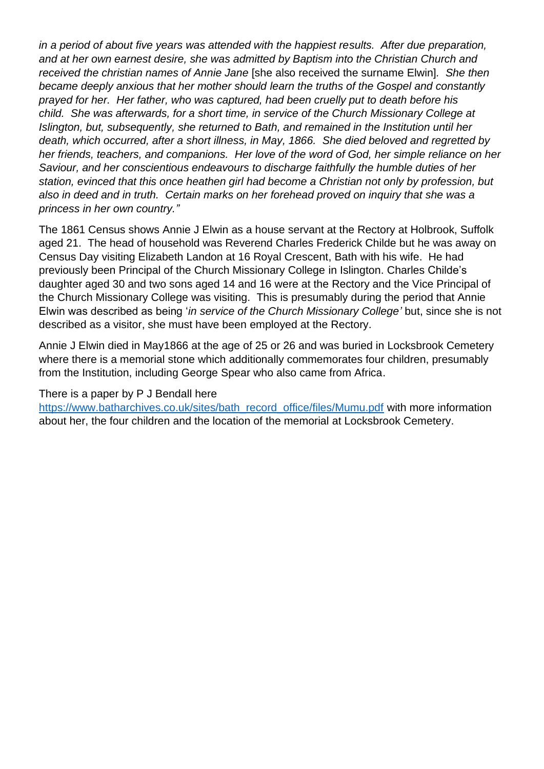*in a period of about five years was attended with the happiest results. After due preparation, and at her own earnest desire, she was admitted by Baptism into the Christian Church and received the christian names of Annie Jane* [she also received the surname Elwin]*. She then became deeply anxious that her mother should learn the truths of the Gospel and constantly prayed for her. Her father, who was captured, had been cruelly put to death before his child. She was afterwards, for a short time, in service of the Church Missionary College at Islington, but, subsequently, she returned to Bath, and remained in the Institution until her death, which occurred, after a short illness, in May, 1866. She died beloved and regretted by her friends, teachers, and companions. Her love of the word of God, her simple reliance on her Saviour, and her conscientious endeavours to discharge faithfully the humble duties of her station, evinced that this once heathen girl had become a Christian not only by profession, but also in deed and in truth. Certain marks on her forehead proved on inquiry that she was a princess in her own country."*

The 1861 Census shows Annie J Elwin as a house servant at the Rectory at Holbrook, Suffolk aged 21. The head of household was Reverend Charles Frederick Childe but he was away on Census Day visiting Elizabeth Landon at 16 Royal Crescent, Bath with his wife. He had previously been Principal of the Church Missionary College in Islington. Charles Childe's daughter aged 30 and two sons aged 14 and 16 were at the Rectory and the Vice Principal of the Church Missionary College was visiting. This is presumably during the period that Annie Elwin was described as being '*in service of the Church Missionary College'* but, since she is not described as a visitor, she must have been employed at the Rectory.

Annie J Elwin died in May1866 at the age of 25 or 26 and was buried in Locksbrook Cemetery where there is a memorial stone which additionally commemorates four children, presumably from the Institution, including George Spear who also came from Africa.

There is a paper by P J Bendall here [https://www.batharchives.co.uk/sites/bath_record_office/files/Mumu.pdf](https://www.batharchives.co.uk/sites/bath_record_office/files/Mumu.pdf) with more information about her, the four children and the location of the memorial at Locksbrook Cemetery.